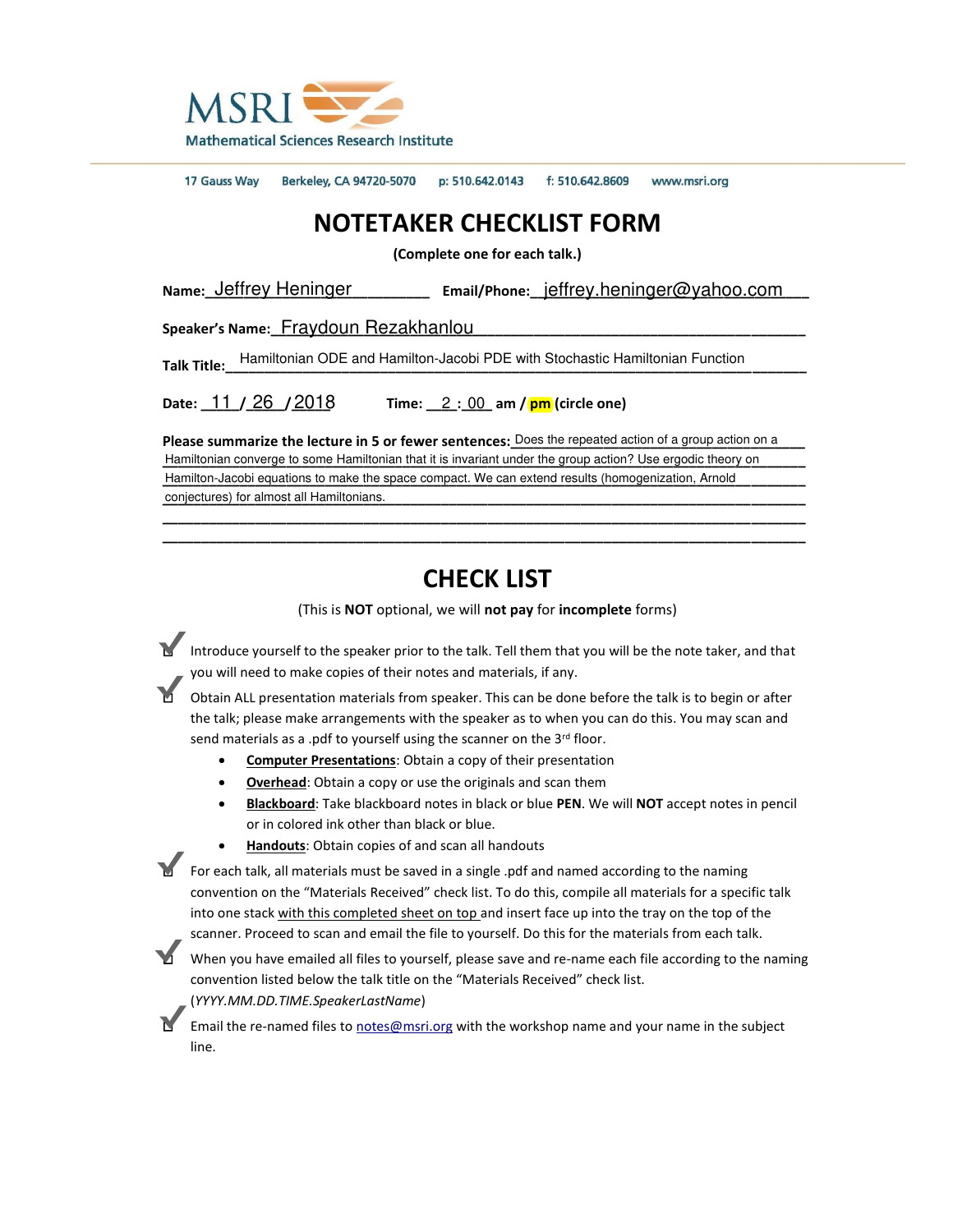MSRI Mathematical Sciences Research Institute

17 Gauss Way Berkeley, CA 94720-5070 p: 510.642.0143 f: 510.642.8609 www.msri.org

# NOTETAKER CHECKLIST FORM

**(Complete one for each talk.)**

**Name:** Jeffrey Heninger **Email/Phone:** jeffrey.heninger@yahoo.com

**Speaker's Name:** Fraydoun Rezakhanlou

**Talk Title:** Hamiltonian ODE and Hamilton-Jacobi PDE with Stochastic Hamiltonian Function

**Date:** 11 / 26 / 2018 **Time:** 2 : 00 am / **pm** (circle one)

**Please summarize the lecture in 5 or fewer sentences:** Does the repeated action of a group action on a Hamiltonian converge to some Hamiltonian that it is invariant under the group action? Use ergodic theory on Hamilton-Jacobi equations to make the space compact. We can extend results (homogenization, Arnold conjectures) for almost all Hamiltonians.

# CHECK LIST

(This is **NOT** optional, we will **not pay** for **incomplete** forms)

- ☑ Introduce yourself to the speaker prior to the talk. Tell them that you will be the note taker, and that you will need to make copies of their notes and materials, if any.
- ☑ Obtain ALL presentation materials from speaker. This can be done before the talk is to begin or after the talk; please make arrangements with the speaker as to when you can do this. You may scan and send materials as a .pdf to yourself using the scanner on the 3rd floor.
  - **Computer Presentations**: Obtain a copy of their presentation
  - **Overhead**: Obtain a copy or use the originals and scan them
  - **Blackboard**: Take blackboard notes in black or blue **PEN**. We will **NOT** accept notes in pencil or in colored ink other than black or blue.
  - **Handouts**: Obtain copies of and scan all handouts
- ☑ For each talk, all materials must be saved in a single .pdf and named according to the naming convention on the "Materials Received" check list. To do this, compile all materials for a specific talk into one stack with this completed sheet on top and insert face up into the tray on the top of the scanner. Proceed to scan and email the file to yourself. Do this for the materials from each talk.
- ☑ When you have emailed all files to yourself, please save and re-name each file according to the naming convention listed below the talk title on the "Materials Received" check list. (*YYYY.MM.DD.TIME.SpeakerLastName*)
- ☑ Email the re-named files to notes@msri.org with the workshop name and your name in the subject line.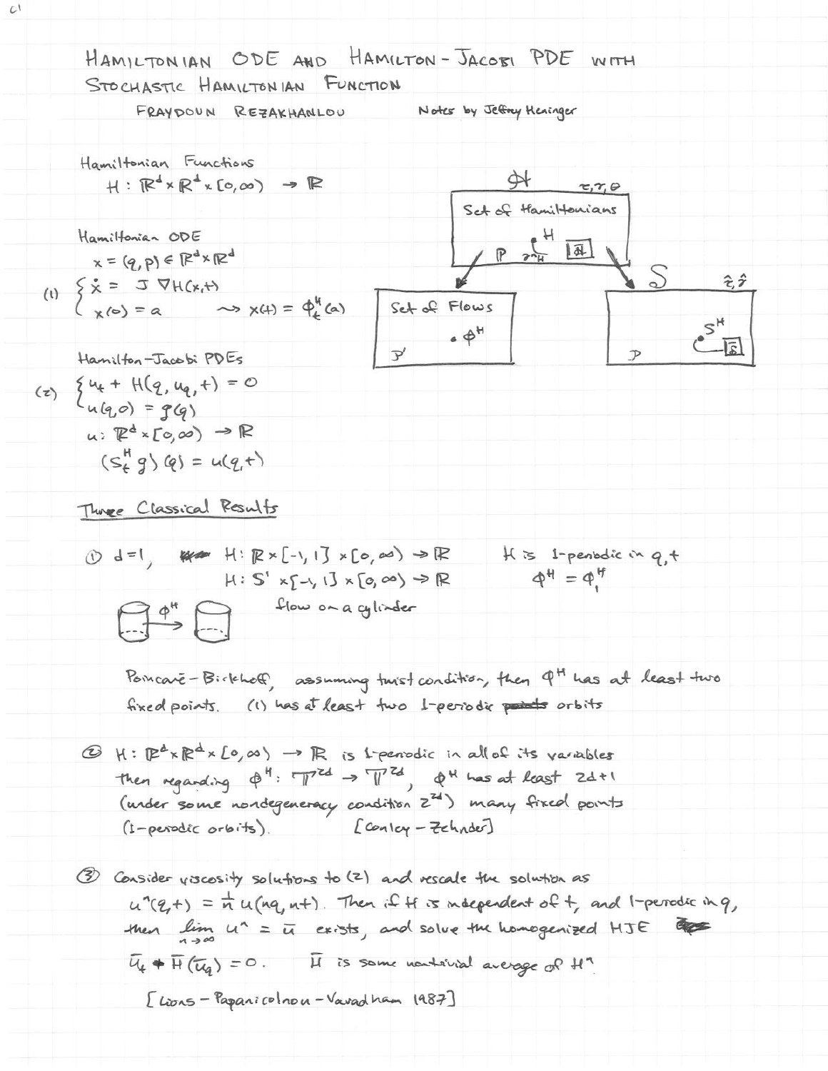# Hamiltonian ODE and Hamilton-Jacobi PDE with Stochastic Hamiltonian Function

Fraydoun Rezakhanlou — Notes by Jeffrey Heninger

Hamiltonian Functions

$$H : \mathbb{R}^d \times \mathbb{R}^d \times [0,\infty) \to \mathbb{R}$$

Hamiltonian ODE

$x = (q,p) \in \mathbb{R}^d \times \mathbb{R}^d$

$$(1) \quad \begin{cases} \dot{x} = J \nabla H(x,t) \\ x(0) = a \end{cases} \quad \rightsquigarrow x(t) = \phi_t^H(a)$$

Hamilton-Jacobi PDEs

$$(2) \quad \begin{cases} u_t + H(q, u_q, t) = 0 \\ u(q,0) = g(q) \end{cases}$$

$u : \mathbb{R}^d \times [0,\infty) \to \mathbb{R}$

$(S_t^H g)(q) = u(q,t)$

Diagram: $\mathcal{H}$ (Set of Hamiltonians, with $\tau, \gamma, \theta$; contains $H$, $\mathbb{P}$, $\tau^{-1}_H$) maps to Set of Flows $\mathcal{P}'$ (containing $\phi^H$) and to $\mathcal{S}$ ($\hat{\tau}, \hat{\gamma}$; $\mathcal{P}$, containing $S^H$).

## Three Classical Results

① $d = 1$, $H : \mathbb{R} \times [-1,1] \times [0,\infty) \to \mathbb{R}$ — $H$ is 1-periodic in $q, t$

$H : S^1 \times [-1,1] \times [0,\infty) \to \mathbb{R}$ — $\phi^H = \phi_1^H$

flow on a cylinder

Poincaré-Birkhoff, assuming twist condition, then $\phi^H$ has at least two fixed points. (1) has at least two 1-periodic orbits

② $H : \mathbb{R}^d \times \mathbb{R}^d \times [0,\infty) \to \mathbb{R}$ is 1-periodic in all of its variables then regarding $\phi^H : \mathbb{T}^{2d} \to \mathbb{T}^{2d}$, $\phi^H$ has at least $2d+1$ (under some nondegeneracy condition $2^{2d}$) many fixed points (1-periodic orbits). [Conley-Zehnder]

③ Consider viscosity solutions to (2) and rescale the solution as $u^n(q,t) = \frac{1}{n} u(nq, nt)$. Then if $H$ is independent of $t$, and 1-periodic in $q$, then $\lim_{n\to\infty} u^n = \bar{u}$ exists, and solve the homogenized HJE

$\bar{u}_t + \bar{H}(\bar{u}_q) = 0$. $\quad \bar{H}$ is some nontrivial average of $H^n$

[Lions-Papanicolaou-Varadhan 1987]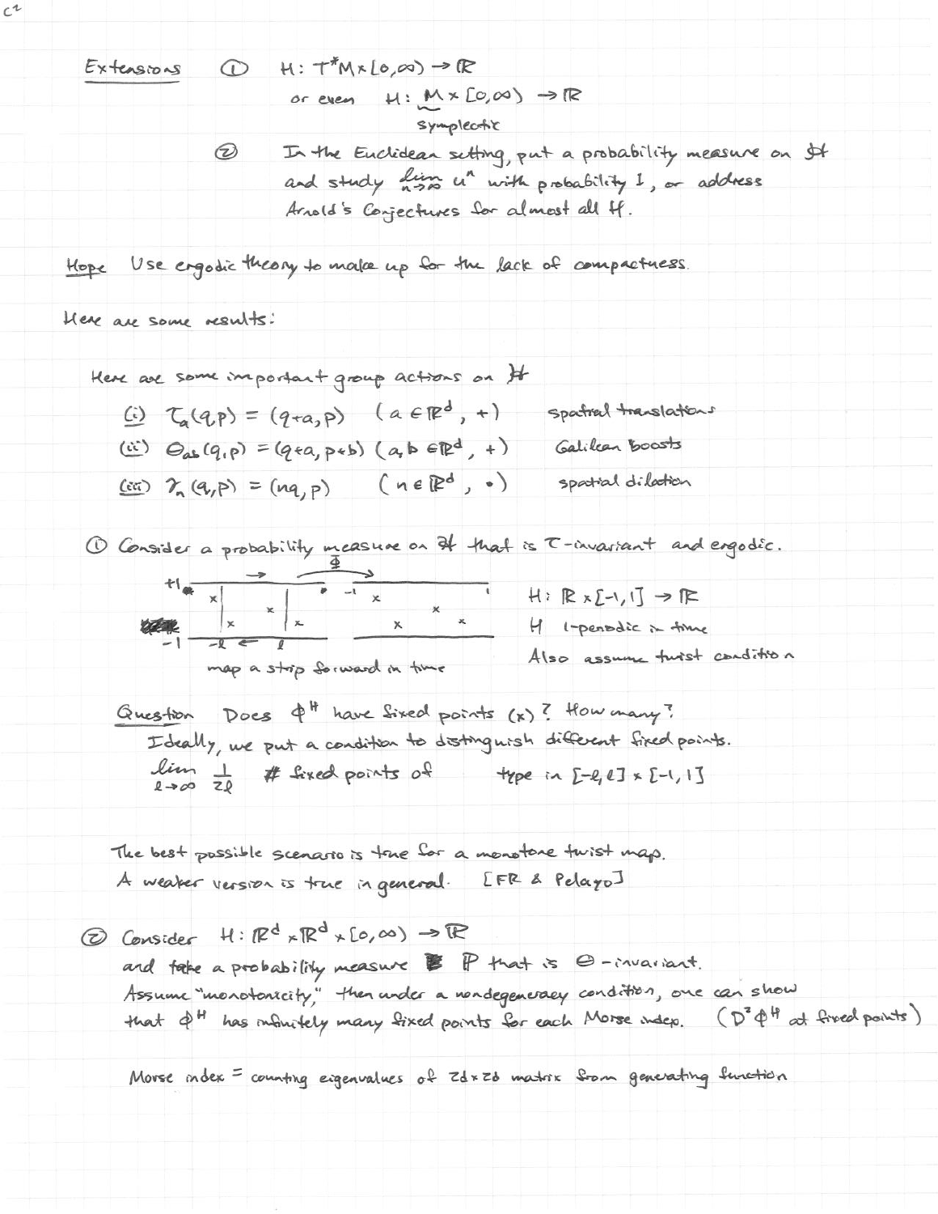**Extensions**

① $H: T^*M \times [0,\infty) \to \mathbb{R}$

or even $H: M \times [0,\infty) \to \mathbb{R}$ ($M$ symplectic)

② In the Euclidean setting, put a probability measure on $\mathcal{H}$ and study $\lim_{n\to\infty} u^n$ with probability 1, or address Arnold's Conjectures for almost all $H$.

**Hope** Use ergodic theory to make up for the lack of compactness.

Here are some results:

Here are some important group actions on $\mathcal{H}$

(i) $\tau_a(q,p) = (q+a, p)$ $\quad (a \in \mathbb{R}^d, +)$ $\quad$ spatial translations

(ii) $\theta_{ab}(q,p) = (q+a, p+b)$ $\quad (a,b \in \mathbb{R}^d, +)$ $\quad$ Galilean boosts

(iii) $\gamma_n(q,p) = (nq, p)$ $\quad (n \in \mathbb{R}^d, \cdot)$ $\quad$ spatial dilation

① Consider a probability measure on $\mathcal{H}$ that is $\tau$-invariant and ergodic.

+1

-1

$-\ell$ $\quad$ $\ell$

$\Phi$

map a strip forward in time

$H: \mathbb{R} \times [-1,1] \to \mathbb{R}$

$H$ 1-periodic in time

Also assume twist condition

Question Does $\Phi^H$ have fixed points (x)? How many?

Ideally, we put a condition to distinguish different fixed points.

$$\lim_{\ell\to\infty} \frac{1}{2\ell} \;\#\text{ fixed points of } \quad \text{type in } [-\ell,\ell]\times[-1,1]$$

The best possible scenario is true for a monotone twist map.
A weaker version is true in general. [FR & Pelayo]

② Consider $H: \mathbb{R}^d \times \mathbb{R}^d \times [0,\infty) \to \mathbb{R}$
and take a probability measure $\mathbb{P}$ that is $\theta$-invariant.
Assume "monotonicity," then under a nondegeneracy condition, one can show that $\Phi^H$ has infinitely many fixed points for each Morse index. ($D^2\Phi^H$ at fixed points)

Morse index = counting eigenvalues of $2d \times 2d$ matrix from generating function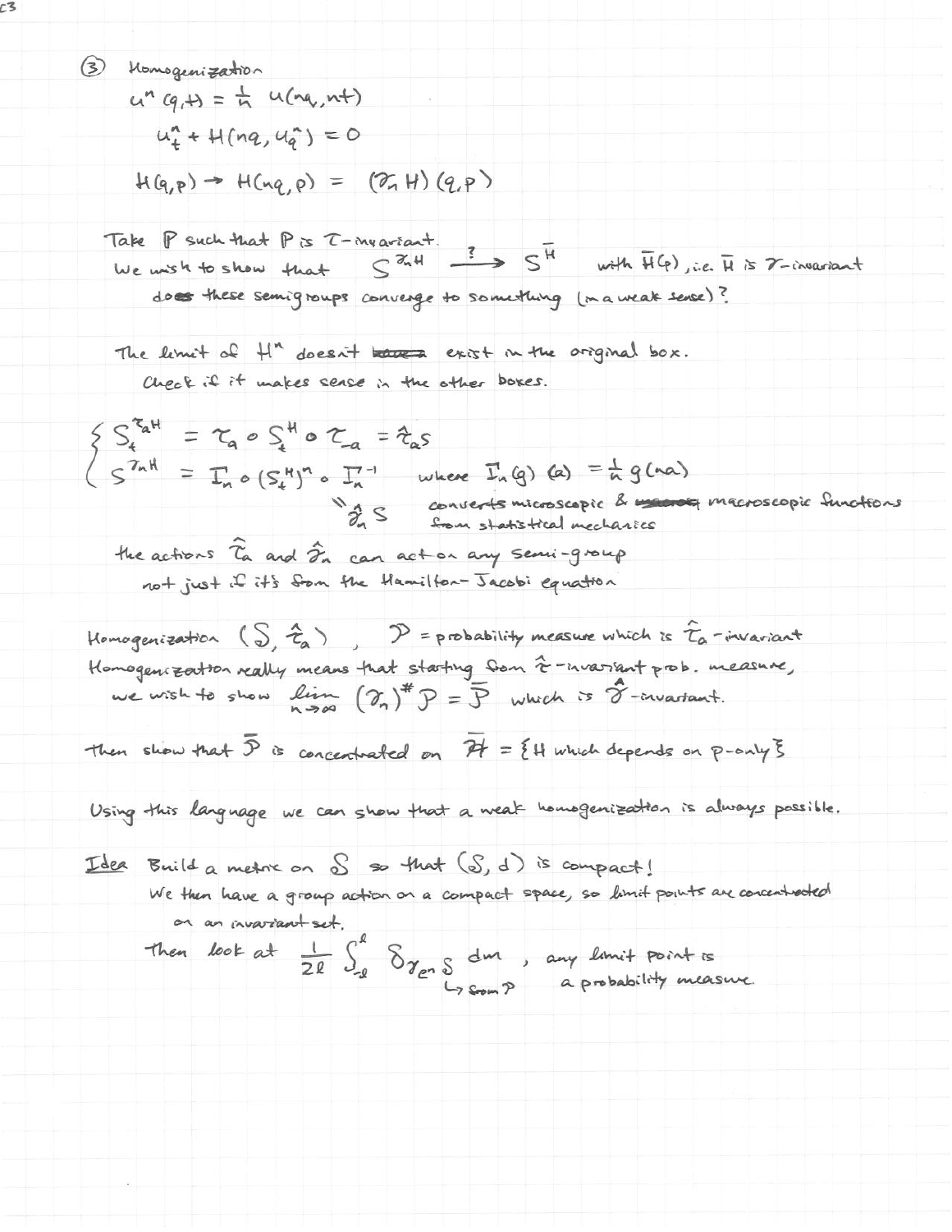③ Homogenization

$$u^n(q,t) = \frac{1}{n} u(nq, nt)$$

$$u^n_t + H(nq, u^n_q) = 0$$

$$H(q,p) \to H(nq,p) = (\gamma_n H)(q,p)$$

Take $\mathbb{P}$ such that $\mathbb{P}$ is $\tau$-invariant.

We wish to show that $S^{\gamma_n H} \xrightarrow{?} S^{\bar{H}}$ with $\bar{H}(p)$, i.e. $\bar{H}$ is $\tau$-invariant

does these semigroups converge to something (in a weak sense)?

The limit of $H^n$ doesn't exist in the original box.

Check if it makes sense in the other boxes.

$$\begin{cases} S_t^{\tau_a H} = \tau_a \circ S_t^H \circ \tau_{-a} = \hat{\tau}_a S \\ S^{\gamma_n H} = I_n \circ (S_t^H)^n \circ I_n^{-1} \quad \text{where } I_n(g)(a) = \frac{1}{n} g(na) \end{cases}$$

$\quad = \hat{\gamma}_n S$ — converts microscopic & macroscopic functions from statistical mechanics

the actions $\hat{\tau}_a$ and $\hat{\gamma}_n$ can act on any semi-group not just if it's from the Hamilton-Jacobi equation

Homogenization $(\mathcal{S}, \hat{\tau}_a)$, $\mathcal{P}$ = probability measure which is $\hat{\tau}_a$-invariant

Homogenization really means that starting from $\hat{\tau}$-invariant prob. measure, we wish to show $\lim_{n\to\infty} (\gamma_n)^{\#} \mathcal{P} = \bar{\mathcal{P}}$ which is $\hat{\gamma}$-invariant.

Then show that $\bar{\mathcal{P}}$ is concentrated on $\bar{\mathcal{H}} = \{H \text{ which depends on } p\text{-only}\}$

Using this language we can show that a weak homogenization is always possible.

**Idea** Build a metric on $\mathcal{S}$ so that $(\mathcal{S}, d)$ is compact!

We then have a group action on a compact space, so limit points are concentrated on an invariant set.

Then look at $\frac{1}{2\ell} \int_{-\ell}^{\ell} \delta_{\gamma_{e^m} S} \, dm$, any limit point is a probability measure.

$\quad$ ↳ from $\mathcal{P}$